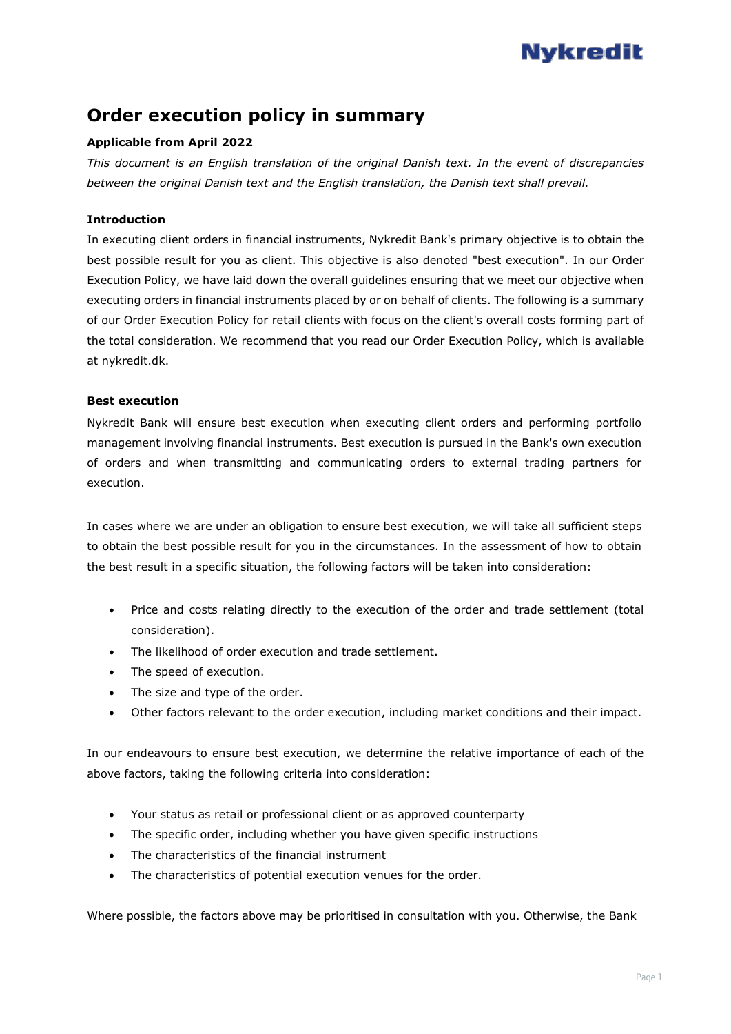# Order execution policy in summary

**Applicable from April 2022**

*This document is an English translation of the original Danish text. In the event of discrepancies between the original Danish text and the English translation, the Danish text shall prevail.*

**Introduction**

In executing client orders in financial instruments, Nykredit Bank's primary objective is to obtain the best possible result for you as client. This objective is also denoted "best execution". In our Order Execution Policy, we have laid down the overall guidelines ensuring that we meet our objective when executing orders in financial instruments placed by or on behalf of clients. The following is a summary of our Order Execution Policy for retail clients with focus on the client's overall costs forming part of the total consideration. We recommend that you read our Order Execution Policy, which is available at nykredit.dk.

**Best execution**

Nykredit Bank will ensure best execution when executing client orders and performing portfolio management involving financial instruments. Best execution is pursued in the Bank's own execution of orders and when transmitting and communicating orders to external trading partners for execution.

In cases where we are under an obligation to ensure best execution, we will take all sufficient steps to obtain the best possible result for you in the circumstances. In the assessment of how to obtain the best result in a specific situation, the following factors will be taken into consideration:

- Price and costs relating directly to the execution of the order and trade settlement (total consideration).
- The likelihood of order execution and trade settlement.
- The speed of execution.
- The size and type of the order.
- Other factors relevant to the order execution, including market conditions and their impact.

In our endeavours to ensure best execution, we determine the relative importance of each of the above factors, taking the following criteria into consideration:

- Your status as retail or professional client or as approved counterparty
- The specific order, including whether you have given specific instructions
- The characteristics of the financial instrument
- The characteristics of potential execution venues for the order.

Where possible, the factors above may be prioritised in consultation with you. Otherwise, the Bank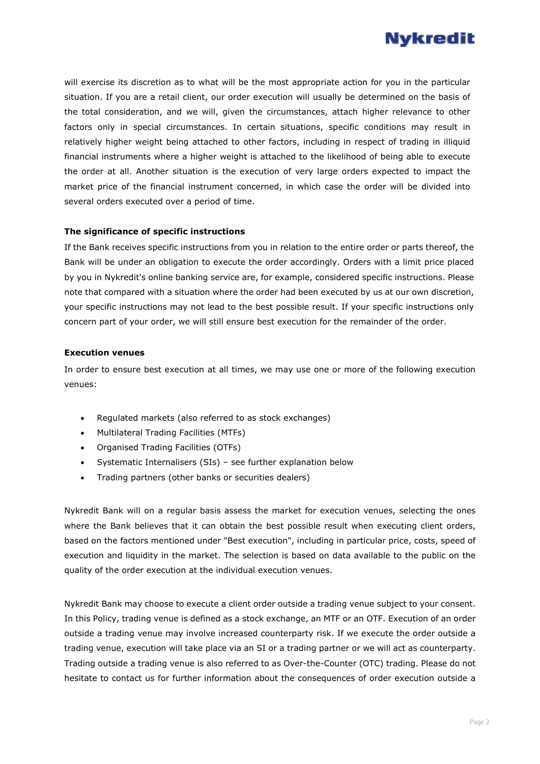will exercise its discretion as to what will be the most appropriate action for you in the particular situation. If you are a retail client, our order execution will usually be determined on the basis of the total consideration, and we will, given the circumstances, attach higher relevance to other factors only in special circumstances. In certain situations, specific conditions may result in relatively higher weight being attached to other factors, including in respect of trading in illiquid financial instruments where a higher weight is attached to the likelihood of being able to execute the order at all. Another situation is the execution of very large orders expected to impact the market price of the financial instrument concerned, in which case the order will be divided into several orders executed over a period of time.

**The significance of specific instructions**

If the Bank receives specific instructions from you in relation to the entire order or parts thereof, the Bank will be under an obligation to execute the order accordingly. Orders with a limit price placed by you in Nykredit's online banking service are, for example, considered specific instructions. Please note that compared with a situation where the order had been executed by us at our own discretion, your specific instructions may not lead to the best possible result. If your specific instructions only concern part of your order, we will still ensure best execution for the remainder of the order.

**Execution venues**

In order to ensure best execution at all times, we may use one or more of the following execution venues:

- Regulated markets (also referred to as stock exchanges)
- Multilateral Trading Facilities (MTFs)
- Organised Trading Facilities (OTFs)
- Systematic Internalisers (SIs) – see further explanation below
- Trading partners (other banks or securities dealers)

Nykredit Bank will on a regular basis assess the market for execution venues, selecting the ones where the Bank believes that it can obtain the best possible result when executing client orders, based on the factors mentioned under "Best execution", including in particular price, costs, speed of execution and liquidity in the market. The selection is based on data available to the public on the quality of the order execution at the individual execution venues.

Nykredit Bank may choose to execute a client order outside a trading venue subject to your consent. In this Policy, trading venue is defined as a stock exchange, an MTF or an OTF. Execution of an order outside a trading venue may involve increased counterparty risk. If we execute the order outside a trading venue, execution will take place via an SI or a trading partner or we will act as counterparty. Trading outside a trading venue is also referred to as Over-the-Counter (OTC) trading. Please do not hesitate to contact us for further information about the consequences of order execution outside a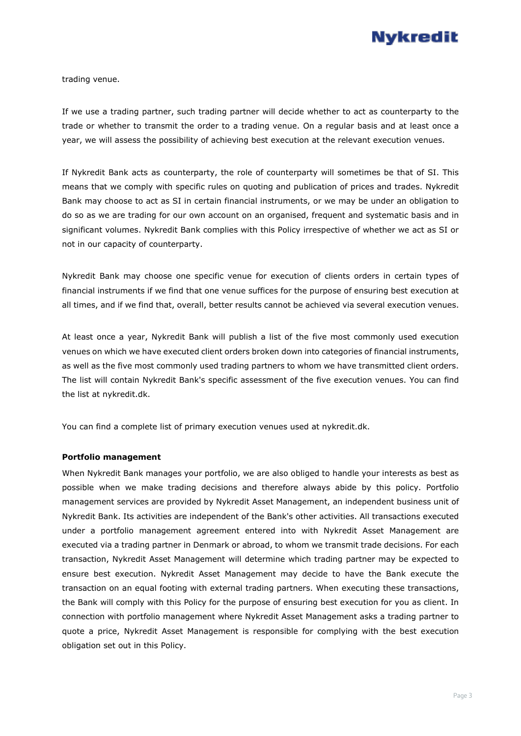trading venue.

If we use a trading partner, such trading partner will decide whether to act as counterparty to the trade or whether to transmit the order to a trading venue. On a regular basis and at least once a year, we will assess the possibility of achieving best execution at the relevant execution venues.

If Nykredit Bank acts as counterparty, the role of counterparty will sometimes be that of SI. This means that we comply with specific rules on quoting and publication of prices and trades. Nykredit Bank may choose to act as SI in certain financial instruments, or we may be under an obligation to do so as we are trading for our own account on an organised, frequent and systematic basis and in significant volumes. Nykredit Bank complies with this Policy irrespective of whether we act as SI or not in our capacity of counterparty.

Nykredit Bank may choose one specific venue for execution of clients orders in certain types of financial instruments if we find that one venue suffices for the purpose of ensuring best execution at all times, and if we find that, overall, better results cannot be achieved via several execution venues.

At least once a year, Nykredit Bank will publish a list of the five most commonly used execution venues on which we have executed client orders broken down into categories of financial instruments, as well as the five most commonly used trading partners to whom we have transmitted client orders. The list will contain Nykredit Bank's specific assessment of the five execution venues. You can find the list at nykredit.dk.

You can find a complete list of primary execution venues used at nykredit.dk.

**Portfolio management**

When Nykredit Bank manages your portfolio, we are also obliged to handle your interests as best as possible when we make trading decisions and therefore always abide by this policy. Portfolio management services are provided by Nykredit Asset Management, an independent business unit of Nykredit Bank. Its activities are independent of the Bank's other activities. All transactions executed under a portfolio management agreement entered into with Nykredit Asset Management are executed via a trading partner in Denmark or abroad, to whom we transmit trade decisions. For each transaction, Nykredit Asset Management will determine which trading partner may be expected to ensure best execution. Nykredit Asset Management may decide to have the Bank execute the transaction on an equal footing with external trading partners. When executing these transactions, the Bank will comply with this Policy for the purpose of ensuring best execution for you as client. In connection with portfolio management where Nykredit Asset Management asks a trading partner to quote a price, Nykredit Asset Management is responsible for complying with the best execution obligation set out in this Policy.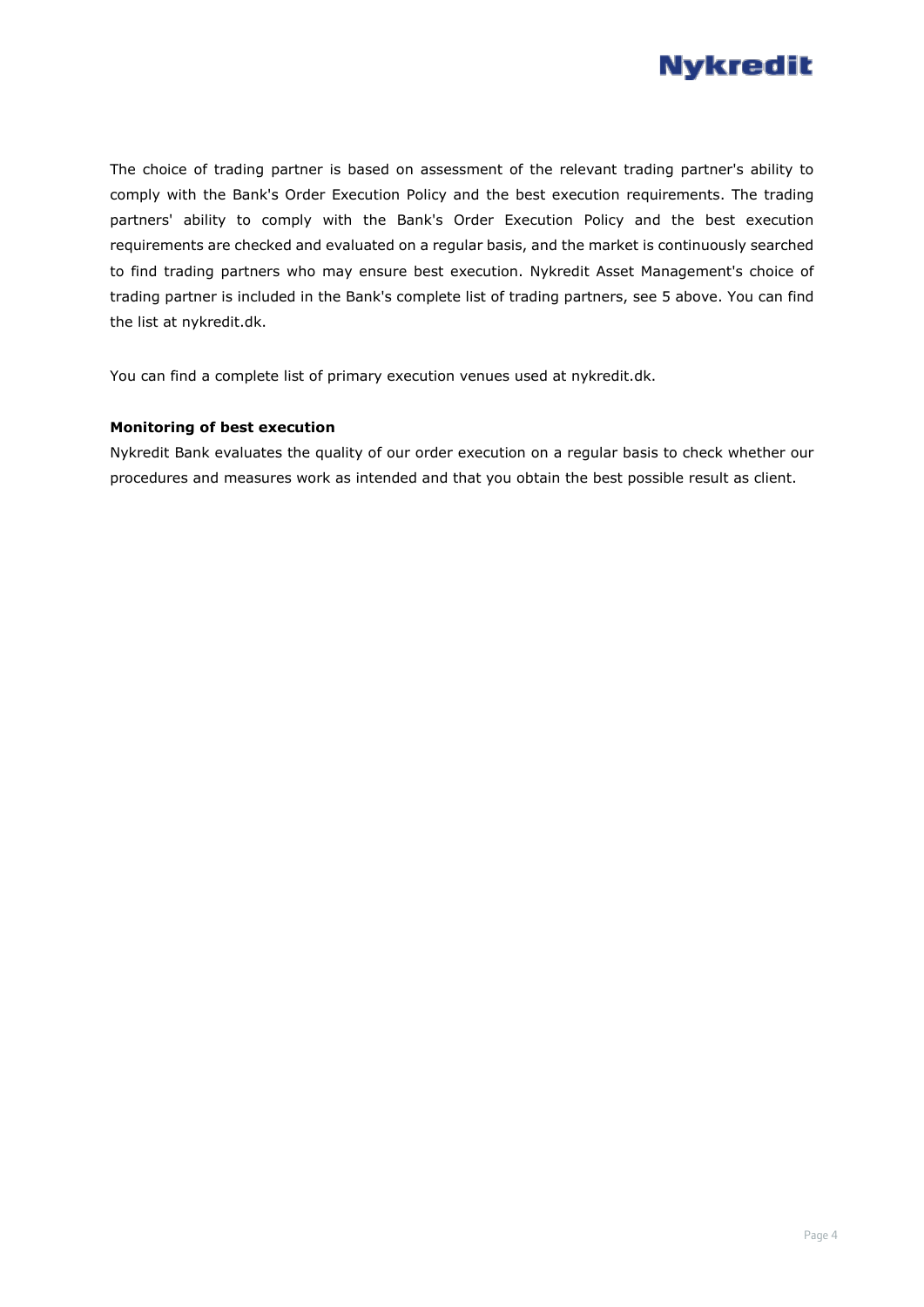The choice of trading partner is based on assessment of the relevant trading partner's ability to comply with the Bank's Order Execution Policy and the best execution requirements. The trading partners' ability to comply with the Bank's Order Execution Policy and the best execution requirements are checked and evaluated on a regular basis, and the market is continuously searched to find trading partners who may ensure best execution. Nykredit Asset Management's choice of trading partner is included in the Bank's complete list of trading partners, see 5 above. You can find the list at nykredit.dk.

You can find a complete list of primary execution venues used at nykredit.dk.

**Monitoring of best execution**

Nykredit Bank evaluates the quality of our order execution on a regular basis to check whether our procedures and measures work as intended and that you obtain the best possible result as client.